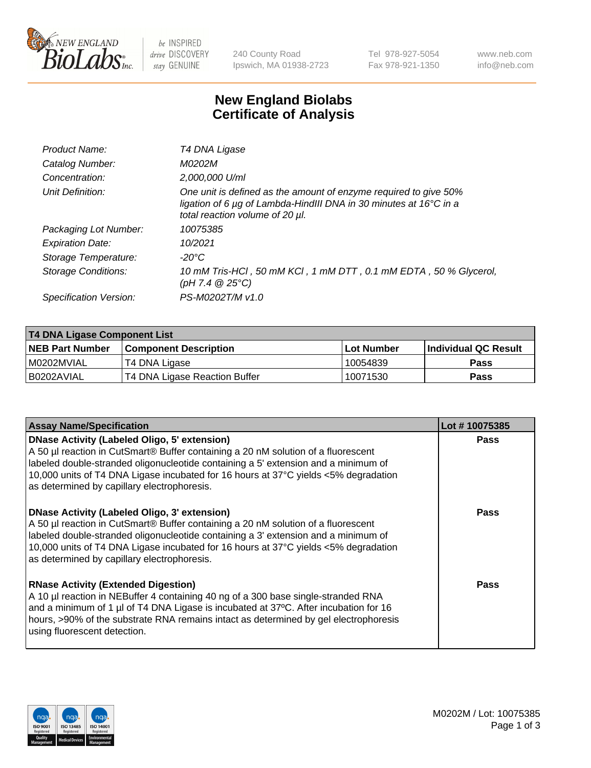# New England Biolabs Certificate of Analysis

| | |
|---|---|
| *Product Name:* | *T4 DNA Ligase* |
| *Catalog Number:* | *M0202M* |
| *Concentration:* | *2,000,000 U/ml* |
| *Unit Definition:* | *One unit is defined as the amount of enzyme required to give 50% ligation of 6 µg of Lambda-HindIII DNA in 30 minutes at 16°C in a total reaction volume of 20 µl.* |
| *Packaging Lot Number:* | *10075385* |
| *Expiration Date:* | *10/2021* |
| *Storage Temperature:* | *-20°C* |
| *Storage Conditions:* | *10 mM Tris-HCl , 50 mM KCl , 1 mM DTT , 0.1 mM EDTA , 50 % Glycerol, (pH 7.4 @ 25°C)* |
| *Specification Version:* | *PS-M0202T/M v1.0* |

| T4 DNA Ligase Component List | | | |
|---|---|---|---|
| **NEB Part Number** | **Component Description** | **Lot Number** | **Individual QC Result** |
| M0202MVIAL | T4 DNA Ligase | 10054839 | **Pass** |
| B0202AVIAL | T4 DNA Ligase Reaction Buffer | 10071530 | **Pass** |

| Assay Name/Specification | Lot # 10075385 |
|---|---|
| **DNase Activity (Labeled Oligo, 5' extension)** A 50 µl reaction in CutSmart® Buffer containing a 20 nM solution of a fluorescent labeled double-stranded oligonucleotide containing a 5' extension and a minimum of 10,000 units of T4 DNA Ligase incubated for 16 hours at 37°C yields <5% degradation as determined by capillary electrophoresis. | **Pass** |
| **DNase Activity (Labeled Oligo, 3' extension)** A 50 µl reaction in CutSmart® Buffer containing a 20 nM solution of a fluorescent labeled double-stranded oligonucleotide containing a 3' extension and a minimum of 10,000 units of T4 DNA Ligase incubated for 16 hours at 37°C yields <5% degradation as determined by capillary electrophoresis. | **Pass** |
| **RNase Activity (Extended Digestion)** A 10 µl reaction in NEBuffer 4 containing 40 ng of a 300 base single-stranded RNA and a minimum of 1 µl of T4 DNA Ligase is incubated at 37ºC. After incubation for 16 hours, >90% of the substrate RNA remains intact as determined by gel electrophoresis using fluorescent detection. | **Pass** |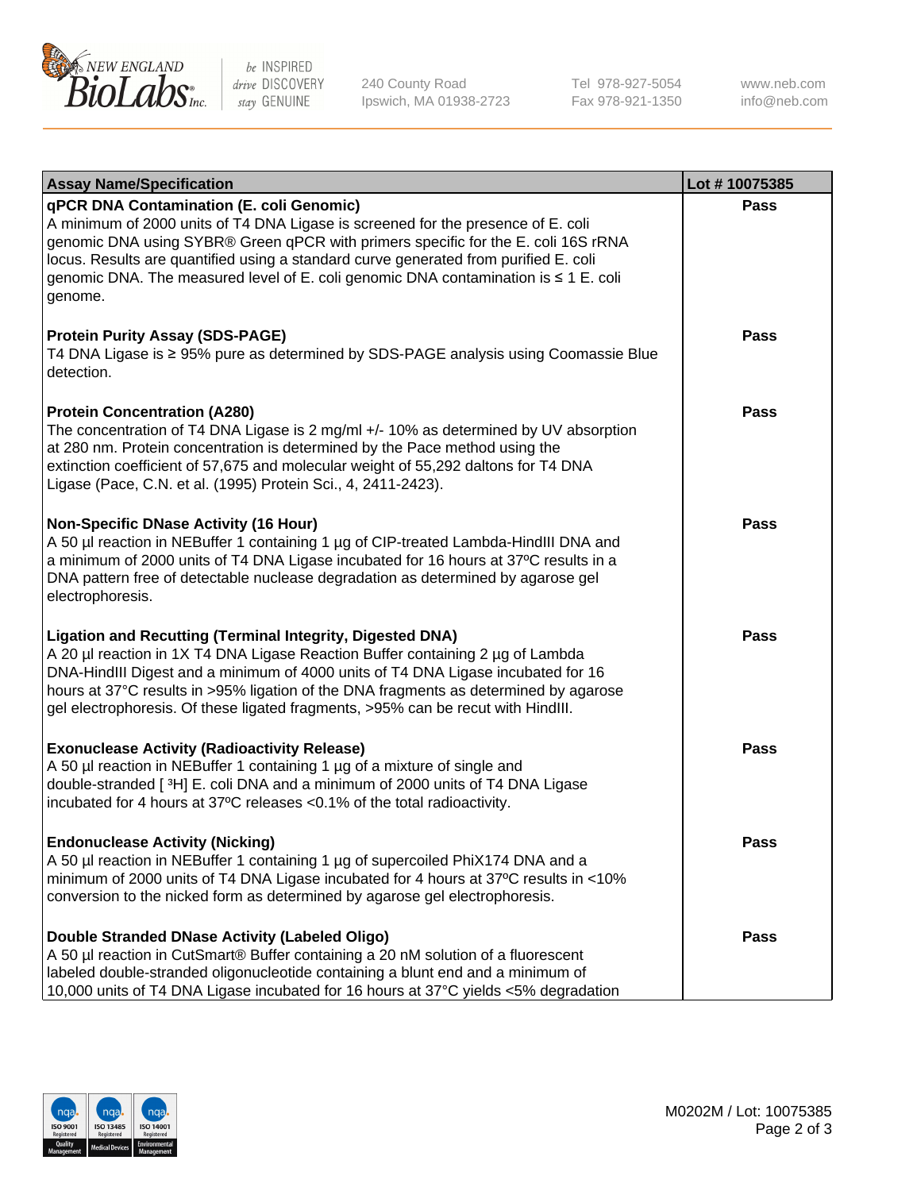| Assay Name/Specification | Lot # 10075385 |
| --- | --- |
| **qPCR DNA Contamination (E. coli Genomic)**<br>A minimum of 2000 units of T4 DNA Ligase is screened for the presence of E. coli genomic DNA using SYBR® Green qPCR with primers specific for the E. coli 16S rRNA locus. Results are quantified using a standard curve generated from purified E. coli genomic DNA. The measured level of E. coli genomic DNA contamination is ≤ 1 E. coli genome. | **Pass** |
| **Protein Purity Assay (SDS-PAGE)**<br>T4 DNA Ligase is ≥ 95% pure as determined by SDS-PAGE analysis using Coomassie Blue detection. | **Pass** |
| **Protein Concentration (A280)**<br>The concentration of T4 DNA Ligase is 2 mg/ml +/- 10% as determined by UV absorption at 280 nm. Protein concentration is determined by the Pace method using the extinction coefficient of 57,675 and molecular weight of 55,292 daltons for T4 DNA Ligase (Pace, C.N. et al. (1995) Protein Sci., 4, 2411-2423). | **Pass** |
| **Non-Specific DNase Activity (16 Hour)**<br>A 50 µl reaction in NEBuffer 1 containing 1 µg of CIP-treated Lambda-HindIII DNA and a minimum of 2000 units of T4 DNA Ligase incubated for 16 hours at 37ºC results in a DNA pattern free of detectable nuclease degradation as determined by agarose gel electrophoresis. | **Pass** |
| **Ligation and Recutting (Terminal Integrity, Digested DNA)**<br>A 20 µl reaction in 1X T4 DNA Ligase Reaction Buffer containing 2 µg of Lambda DNA-HindIII Digest and a minimum of 4000 units of T4 DNA Ligase incubated for 16 hours at 37°C results in >95% ligation of the DNA fragments as determined by agarose gel electrophoresis. Of these ligated fragments, >95% can be recut with HindIII. | **Pass** |
| **Exonuclease Activity (Radioactivity Release)**<br>A 50 µl reaction in NEBuffer 1 containing 1 µg of a mixture of single and double-stranded [ $^{3}$H] E. coli DNA and a minimum of 2000 units of T4 DNA Ligase incubated for 4 hours at 37ºC releases <0.1% of the total radioactivity. | **Pass** |
| **Endonuclease Activity (Nicking)**<br>A 50 µl reaction in NEBuffer 1 containing 1 µg of supercoiled PhiX174 DNA and a minimum of 2000 units of T4 DNA Ligase incubated for 4 hours at 37ºC results in <10% conversion to the nicked form as determined by agarose gel electrophoresis. | **Pass** |
| **Double Stranded DNase Activity (Labeled Oligo)**<br>A 50 µl reaction in CutSmart® Buffer containing a 20 nM solution of a fluorescent labeled double-stranded oligonucleotide containing a blunt end and a minimum of 10,000 units of T4 DNA Ligase incubated for 16 hours at 37°C yields <5% degradation | **Pass** |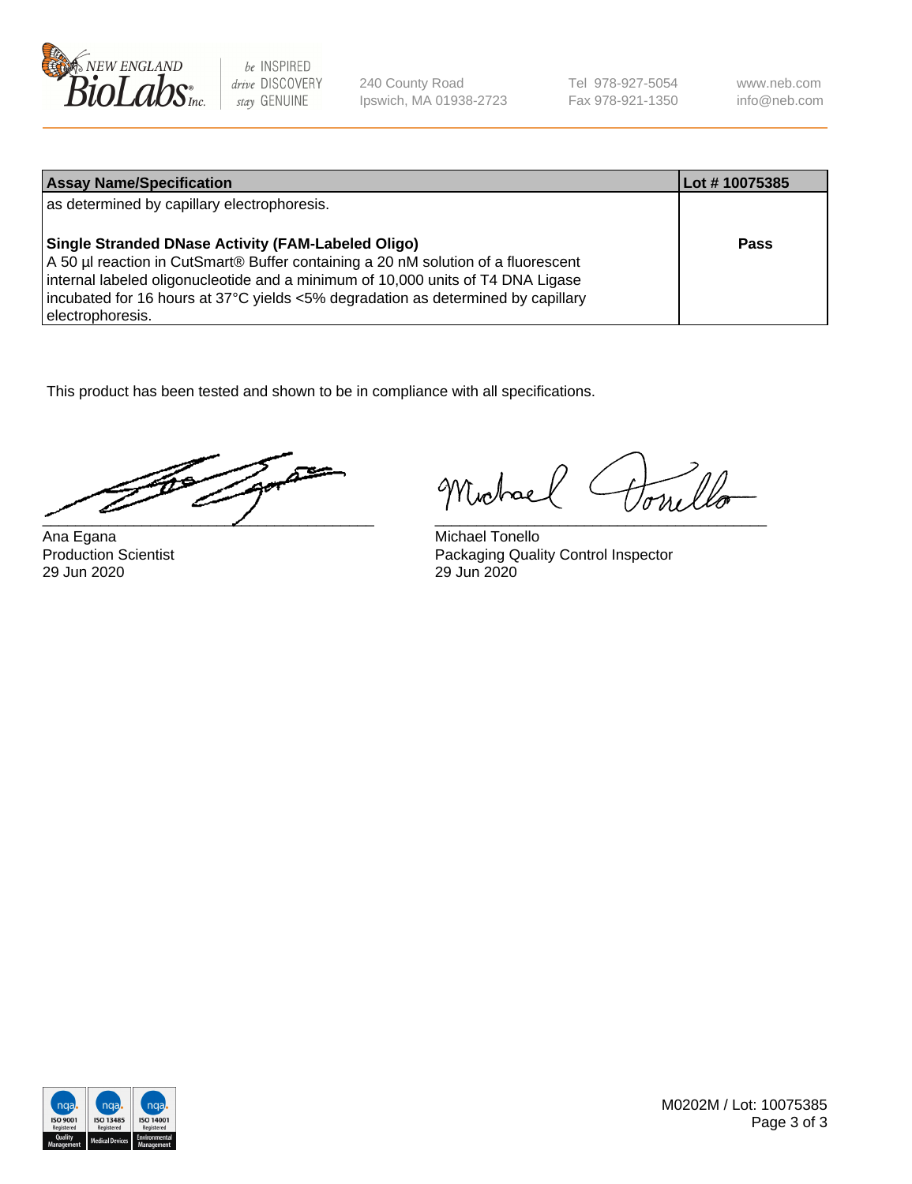| Assay Name/Specification | Lot # 10075385 |
| --- | --- |
| as determined by capillary electrophoresis. | |
| **Single Stranded DNase Activity (FAM-Labeled Oligo)**<br>A 50 µl reaction in CutSmart® Buffer containing a 20 nM solution of a fluorescent internal labeled oligonucleotide and a minimum of 10,000 units of T4 DNA Ligase incubated for 16 hours at 37°C yields <5% degradation as determined by capillary electrophoresis. | **Pass** |

This product has been tested and shown to be in compliance with all specifications.

Ana Egana
Production Scientist
29 Jun 2020

Michael Tonello
Packaging Quality Control Inspector
29 Jun 2020

M0202M / Lot: 10075385